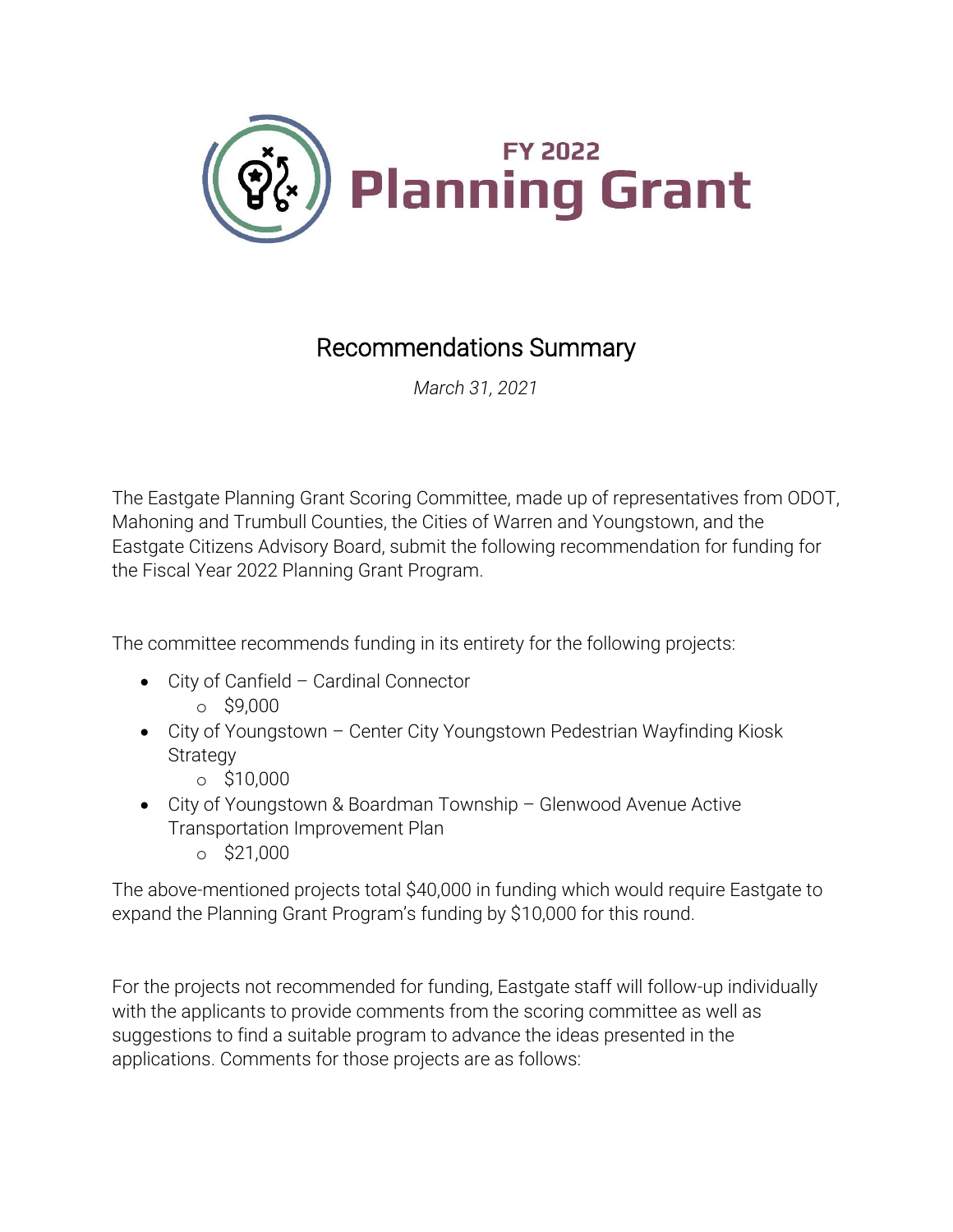# FY 2022 Planning Grant

## Recommendations Summary

*March 31, 2021*

The Eastgate Planning Grant Scoring Committee, made up of representatives from ODOT, Mahoning and Trumbull Counties, the Cities of Warren and Youngstown, and the Eastgate Citizens Advisory Board, submit the following recommendation for funding for the Fiscal Year 2022 Planning Grant Program.

The committee recommends funding in its entirety for the following projects:

- City of Canfield – Cardinal Connector
  - $9,000
- City of Youngstown – Center City Youngstown Pedestrian Wayfinding Kiosk Strategy
  - $10,000
- City of Youngstown & Boardman Township – Glenwood Avenue Active Transportation Improvement Plan
  - $21,000

The above-mentioned projects total $40,000 in funding which would require Eastgate to expand the Planning Grant Program's funding by $10,000 for this round.

For the projects not recommended for funding, Eastgate staff will follow-up individually with the applicants to provide comments from the scoring committee as well as suggestions to find a suitable program to advance the ideas presented in the applications. Comments for those projects are as follows: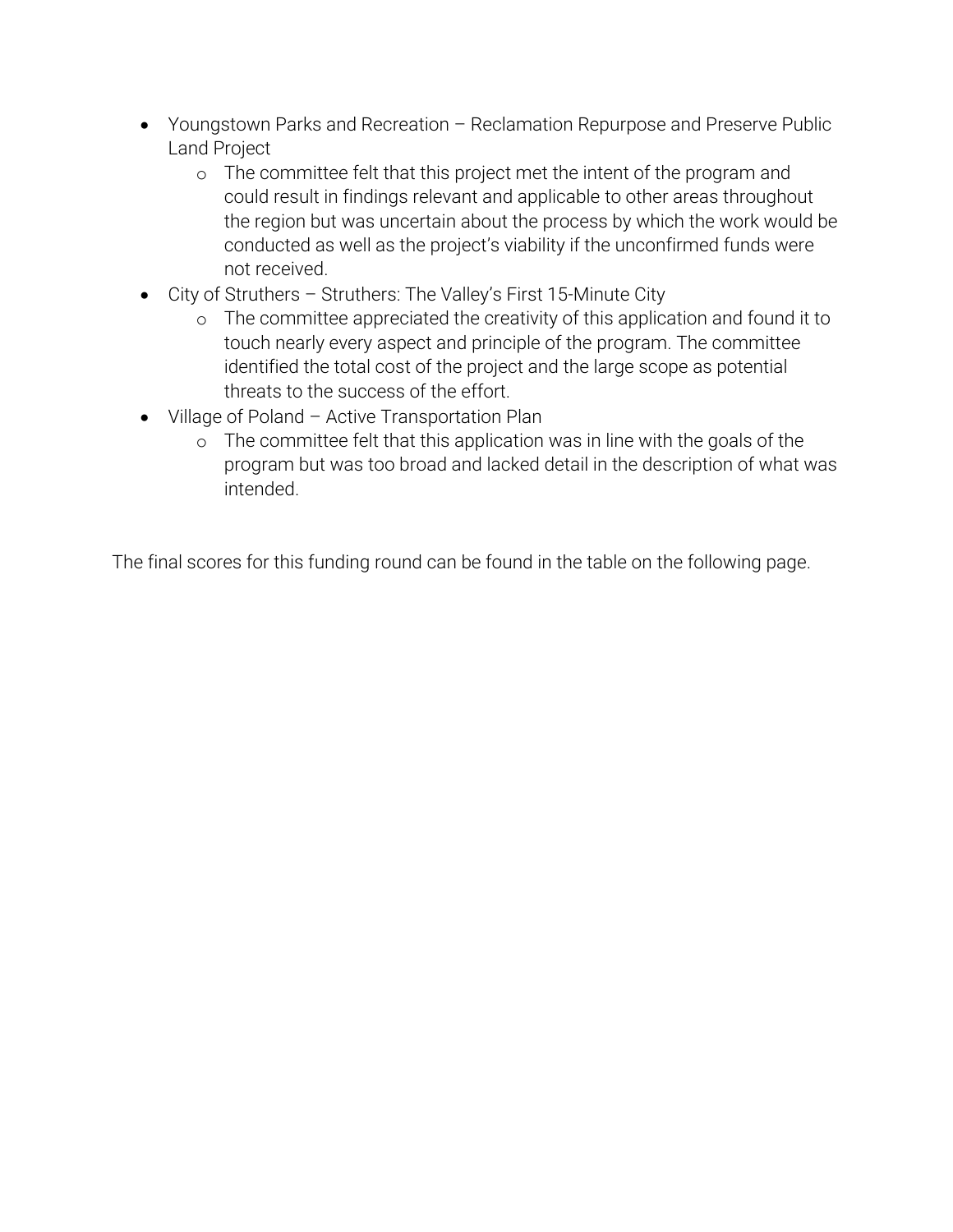- Youngstown Parks and Recreation – Reclamation Repurpose and Preserve Public Land Project
  - The committee felt that this project met the intent of the program and could result in findings relevant and applicable to other areas throughout the region but was uncertain about the process by which the work would be conducted as well as the project's viability if the unconfirmed funds were not received.
- City of Struthers – Struthers: The Valley's First 15-Minute City
  - The committee appreciated the creativity of this application and found it to touch nearly every aspect and principle of the program. The committee identified the total cost of the project and the large scope as potential threats to the success of the effort.
- Village of Poland – Active Transportation Plan
  - The committee felt that this application was in line with the goals of the program but was too broad and lacked detail in the description of what was intended.

The final scores for this funding round can be found in the table on the following page.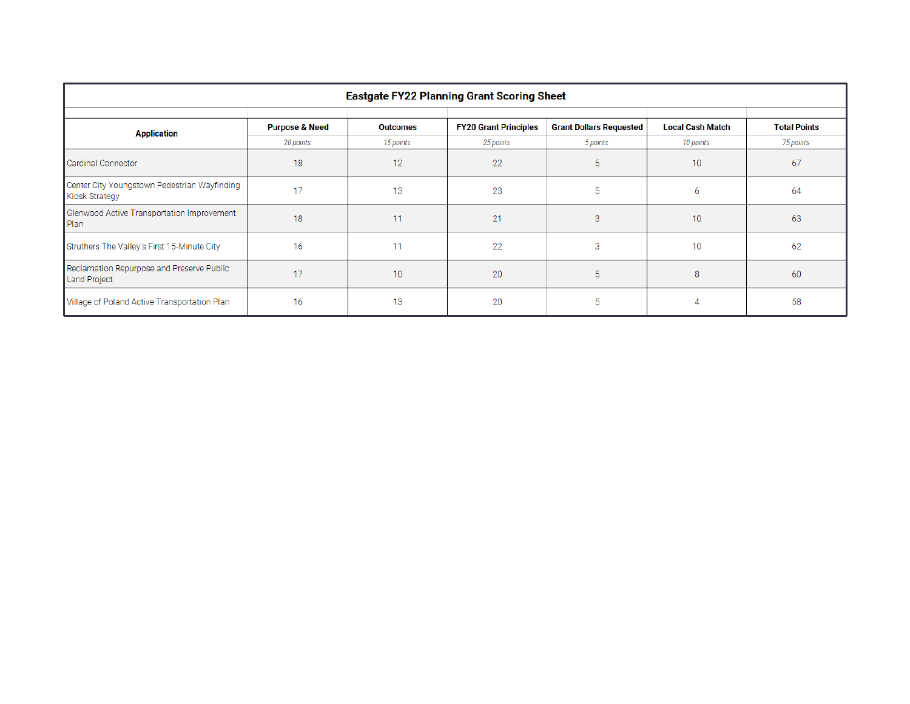| Eastgate FY22 Planning Grant Scoring Sheet | | | | | | |
|---|---|---|---|---|---|---|
| Application | Purpose & Need | Outcomes | FY20 Grant Principles | Grant Dollars Requested | Local Cash Match | Total Points |
| | *20 points* | *15 points* | *25 points* | *5 points* | *10 points* | *75 points* |
| Cardinal Connector | 18 | 12 | 22 | 5 | 10 | 67 |
| Center City Youngstown Pedestrian Wayfinding Kiosk Strategy | 17 | 13 | 23 | 5 | 6 | 64 |
| Glenwood Active Transportation Improvement Plan | 18 | 11 | 21 | 3 | 10 | 63 |
| Struthers The Valley's First 15-Minute City | 16 | 11 | 22 | 3 | 10 | 62 |
| Reclamation Repurpose and Preserve Public Land Project | 17 | 10 | 20 | 5 | 8 | 60 |
| Village of Poland Active Transportation Plan | 16 | 13 | 20 | 5 | 4 | 58 |